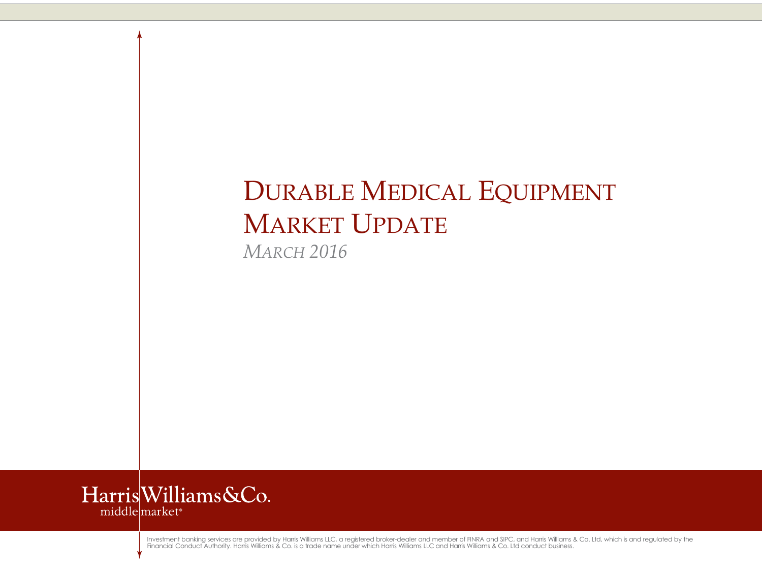# Durable Medical Equipment Market Update

*March 2016*

Harris Williams & Co.
middle market®

Investment banking services are provided by Harris Williams LLC, a registered broker-dealer and member of FINRA and SIPC, and Harris Williams & Co. Ltd, which is and regulated by the Financial Conduct Authority. Harris Williams & Co. is a trade name under which Harris Williams LLC and Harris Williams & Co. Ltd conduct business.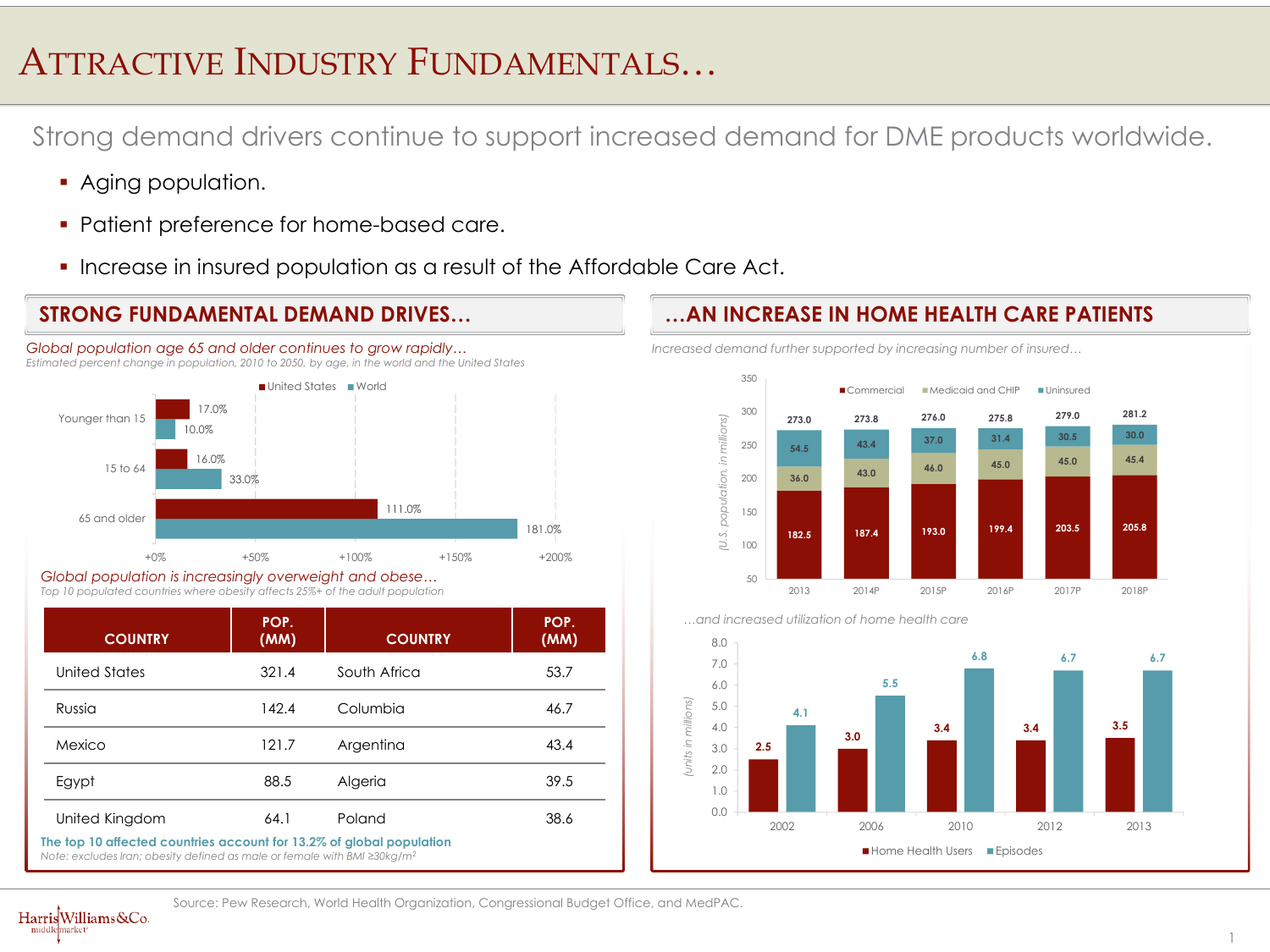# Attractive Industry Fundamentals…

Strong demand drivers continue to support increased demand for DME products worldwide.

- Aging population.
- Patient preference for home-based care.
- Increase in insured population as a result of the Affordable Care Act.

## STRONG FUNDAMENTAL DEMAND DRIVES…

*Global population age 65 and older continues to grow rapidly…*

*Estimated percent change in population, 2010 to 2050, by age, in the world and the United States*

| Age Group | United States | World |
|---|---|---|
| Younger than 15 | 17.0% | 10.0% |
| 15 to 64 | 16.0% | 33.0% |
| 65 and older | 111.0% | 181.0% |

*Global population is increasingly overweight and obese…*

*Top 10 populated countries where obesity affects 25%+ of the adult population*

| COUNTRY | POP. (MM) | COUNTRY | POP. (MM) |
|---|---|---|---|
| United States | 321.4 | South Africa | 53.7 |
| Russia | 142.4 | Columbia | 46.7 |
| Mexico | 121.7 | Argentina | 43.4 |
| Egypt | 88.5 | Algeria | 39.5 |
| United Kingdom | 64.1 | Poland | 38.6 |

**The top 10 affected countries account for 13.2% of global population**

*Note: excludes Iran; obesity defined as male or female with BMI ≥30kg/m²*

## …AN INCREASE IN HOME HEALTH CARE PATIENTS

*Increased demand further supported by increasing number of insured…*

(U.S. population, in millions)

| | 2013 | 2014P | 2015P | 2016P | 2017P | 2018P |
|---|---|---|---|---|---|---|
| Commercial | 182.5 | 187.4 | 193.0 | 199.4 | 203.5 | 205.8 |
| Medicaid and CHIP | 36.0 | 43.0 | 46.0 | 45.0 | 45.0 | 45.4 |
| Uninsured | 54.5 | 43.4 | 37.0 | 31.4 | 30.5 | 30.0 |
| Total | 273.0 | 273.8 | 276.0 | 275.8 | 279.0 | 281.2 |

*…and increased utilization of home health care*

(units in millions)

| | 2002 | 2006 | 2010 | 2012 | 2013 |
|---|---|---|---|---|---|
| Home Health Users | 2.5 | 3.0 | 3.4 | 3.4 | 3.5 |
| Episodes | 4.1 | 5.5 | 6.8 | 6.7 | 6.7 |

Source: Pew Research, World Health Organization, Congressional Budget Office, and MedPAC.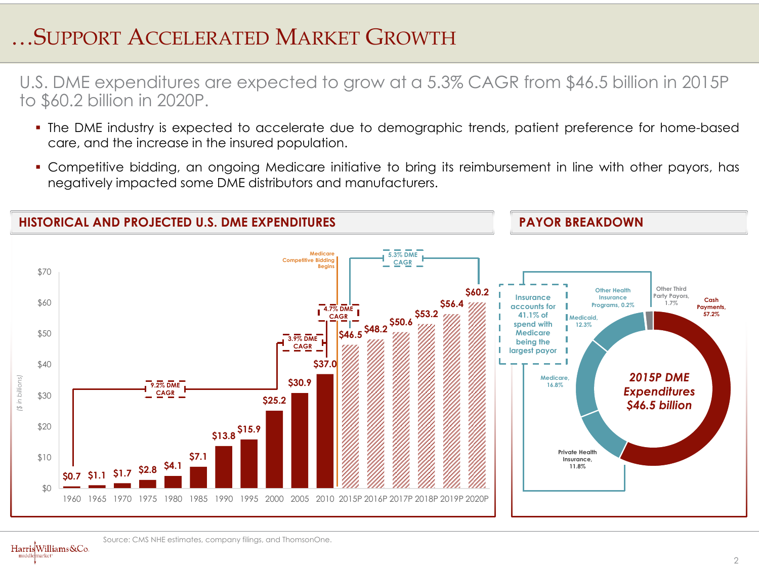# …Support Accelerated Market Growth

U.S. DME expenditures are expected to grow at a 5.3% CAGR from $46.5 billion in 2015P to $60.2 billion in 2020P.

- The DME industry is expected to accelerate due to demographic trends, patient preference for home-based care, and the increase in the insured population.
- Competitive bidding, an ongoing Medicare initiative to bring its reimbursement in line with other payors, has negatively impacted some DME distributors and manufacturers.

## Historical and Projected U.S. DME Expenditures

($ in billions)

| Year | Expenditures |
|---|---|
| 1960 | $0.7 |
| 1965 | $1.1 |
| 1970 | $1.7 |
| 1975 | $2.8 |
| 1980 | $4.1 |
| 1985 | $7.1 |
| 1990 | $13.8 |
| 1995 | $15.9 |
| 2000 | $25.2 |
| 2005 | $30.9 |
| 2010 | $37.0 |
| 2015P | $46.5 |
| 2016P | $48.2 |
| 2017P | $50.6 |
| 2018P | $53.2 |
| 2019P | $56.4 |
| 2020P | $60.2 |

- 1960–2000: 9.2% DME CAGR
- 2000–2010: 3.9% DME CAGR
- 2010–2015P: 4.7% DME CAGR
- 2015P–2020P: 5.3% DME CAGR
- Medicare Competitive Bidding Begins (2010)

## Payor Breakdown

2015P DME Expenditures $46.5 billion

| Payor | Share |
|---|---|
| Cash Payments | 57.2% |
| Medicare | 16.8% |
| Medicaid | 12.3% |
| Private Health Insurance | 11.8% |
| Other Third Party Payors | 1.7% |
| Other Health Insurance Programs | 0.2% |

Insurance accounts for 41.1% of spend with Medicare being the largest payor

Source: CMS NHE estimates, company filings, and ThomsonOne.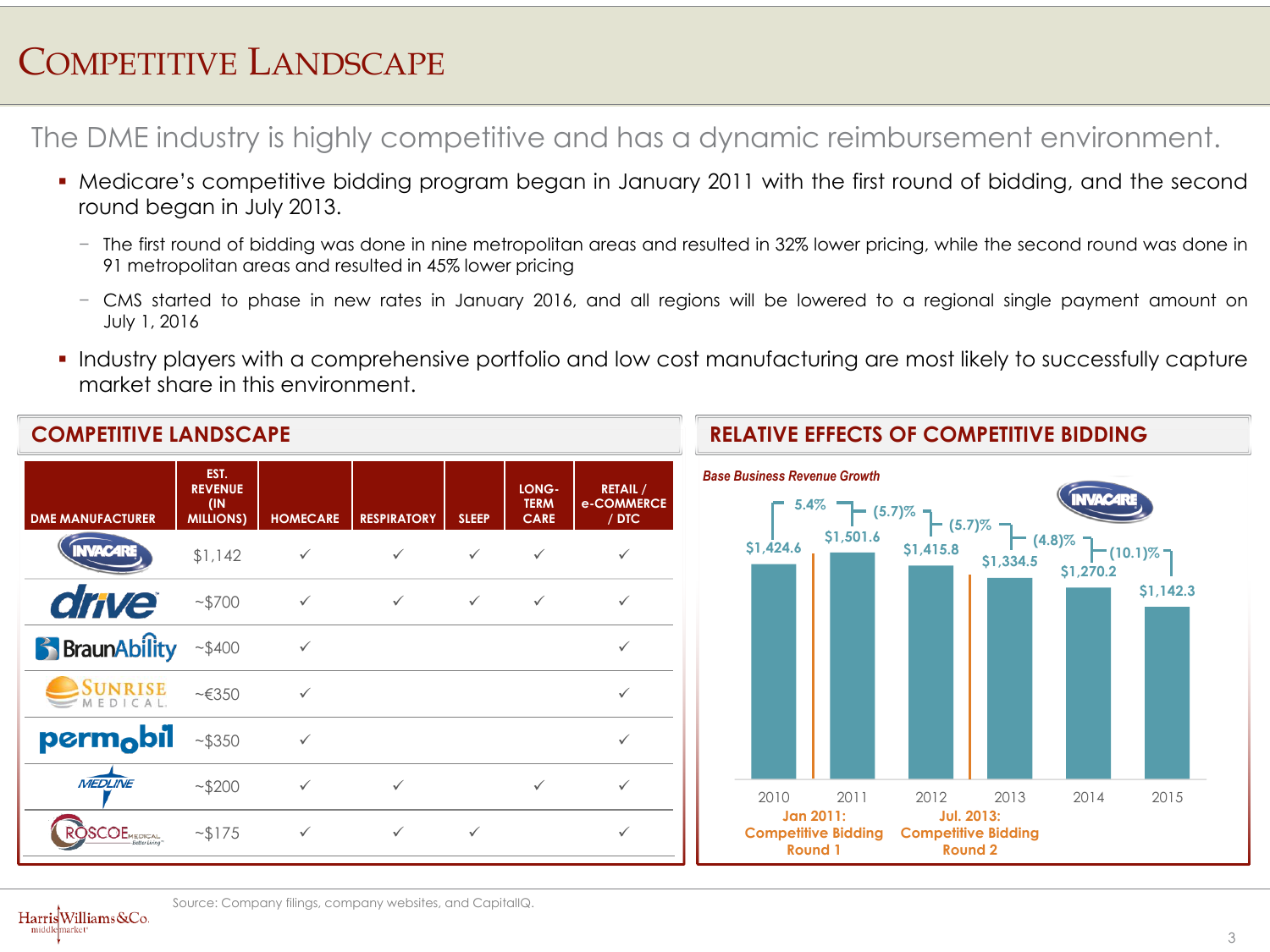# Competitive Landscape

The DME industry is highly competitive and has a dynamic reimbursement environment.

- Medicare's competitive bidding program began in January 2011 with the first round of bidding, and the second round began in July 2013.
  - The first round of bidding was done in nine metropolitan areas and resulted in 32% lower pricing, while the second round was done in 91 metropolitan areas and resulted in 45% lower pricing
  - CMS started to phase in new rates in January 2016, and all regions will be lowered to a regional single payment amount on July 1, 2016
- Industry players with a comprehensive portfolio and low cost manufacturing are most likely to successfully capture market share in this environment.

## COMPETITIVE LANDSCAPE

| DME MANUFACTURER | EST. REVENUE (IN MILLIONS) | HOMECARE | RESPIRATORY | SLEEP | LONG-TERM CARE | RETAIL / e-COMMERCE / DTC |
|---|---|---|---|---|---|---|
| Invacare | $1,142 | ✓ | ✓ | ✓ | ✓ | ✓ |
| drive | ~$700 | ✓ | ✓ | ✓ | ✓ | ✓ |
| BraunAbility | ~$400 | ✓ | | | | ✓ |
| Sunrise Medical | ~€350 | ✓ | | | | ✓ |
| permobil | ~$350 | ✓ | | | | ✓ |
| Medline | ~$200 | ✓ | ✓ | | ✓ | ✓ |
| Roscoe Medical | ~$175 | ✓ | ✓ | ✓ | | ✓ |

## RELATIVE EFFECTS OF COMPETITIVE BIDDING

*Base Business Revenue Growth* (Invacare)

| Year | Revenue | Growth |
|---|---|---|
| 2010 | $1,424.6 | |
| 2011 | $1,501.6 | 5.4% |
| 2012 | $1,415.8 | (5.7)% |
| 2013 | $1,334.5 | (5.7)% |
| 2014 | $1,270.2 | (4.8)% |
| 2015 | $1,142.3 | (10.1)% |

Jan 2011: Competitive Bidding Round 1

Jul. 2013: Competitive Bidding Round 2

Source: Company filings, company websites, and CapitalIQ.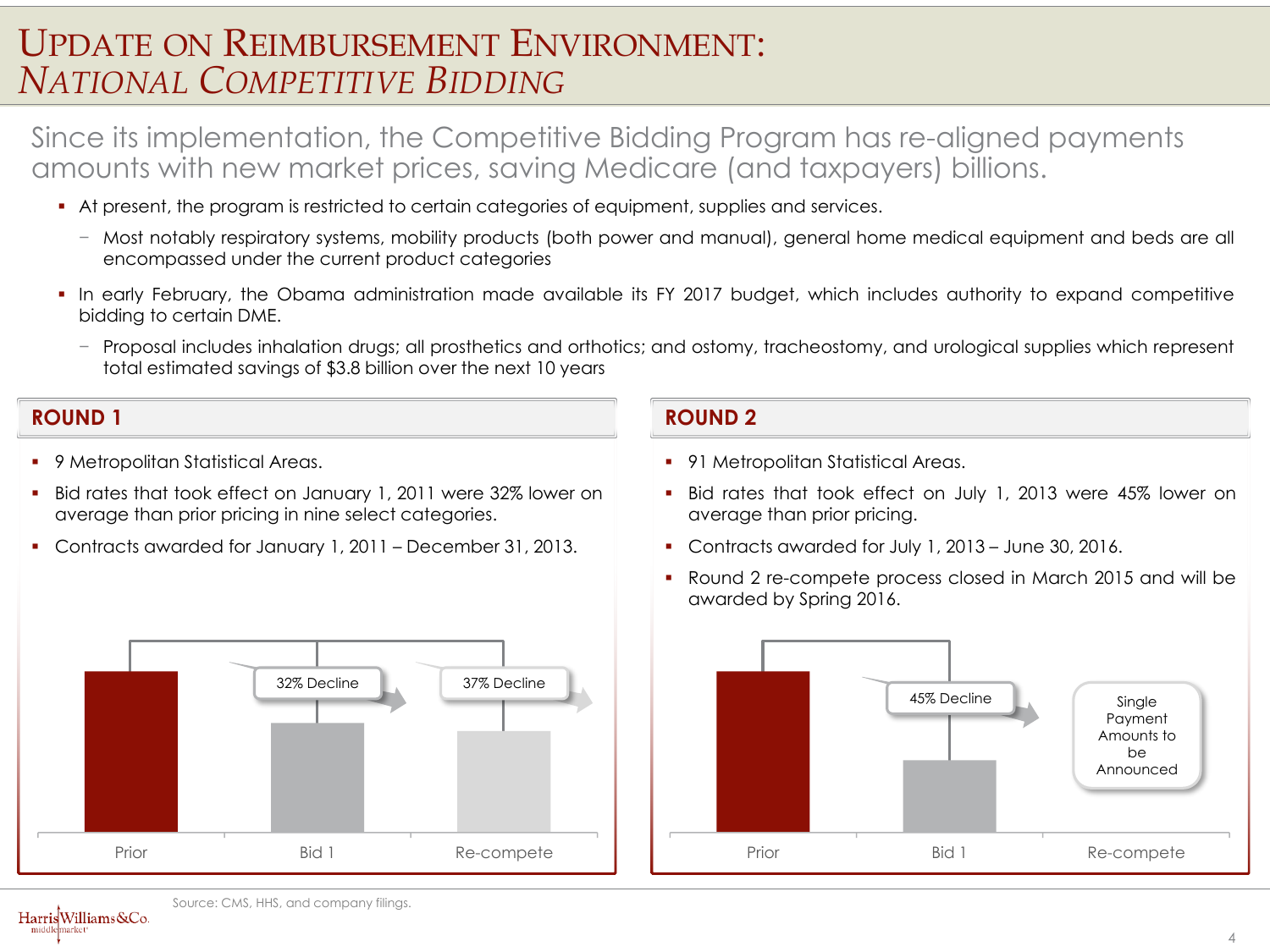# UPDATE ON REIMBURSEMENT ENVIRONMENT: *NATIONAL COMPETITIVE BIDDING*

Since its implementation, the Competitive Bidding Program has re-aligned payments amounts with new market prices, saving Medicare (and taxpayers) billions.

- At present, the program is restricted to certain categories of equipment, supplies and services.
  - Most notably respiratory systems, mobility products (both power and manual), general home medical equipment and beds are all encompassed under the current product categories
- In early February, the Obama administration made available its FY 2017 budget, which includes authority to expand competitive bidding to certain DME.
  - Proposal includes inhalation drugs; all prosthetics and orthotics; and ostomy, tracheostomy, and urological supplies which represent total estimated savings of $3.8 billion over the next 10 years

## ROUND 1

- 9 Metropolitan Statistical Areas.
- Bid rates that took effect on January 1, 2011 were 32% lower on average than prior pricing in nine select categories.
- Contracts awarded for January 1, 2011 – December 31, 2013.

Prior | Bid 1 (32% Decline) | Re-compete (37% Decline)

## ROUND 2

- 91 Metropolitan Statistical Areas.
- Bid rates that took effect on July 1, 2013 were 45% lower on average than prior pricing.
- Contracts awarded for July 1, 2013 – June 30, 2016.
- Round 2 re-compete process closed in March 2015 and will be awarded by Spring 2016.

Prior | Bid 1 (45% Decline) | Re-compete (Single Payment Amounts to be Announced)

Source: CMS, HHS, and company filings.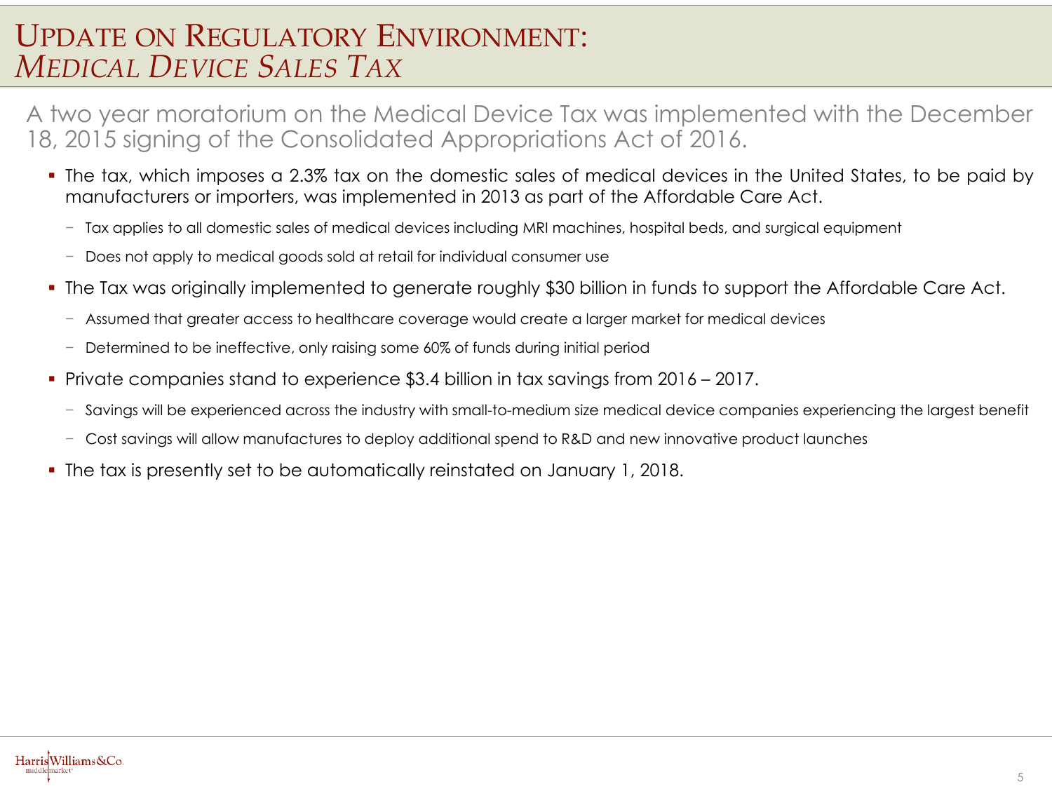# Update on Regulatory Environment: *Medical Device Sales Tax*

A two year moratorium on the Medical Device Tax was implemented with the December 18, 2015 signing of the Consolidated Appropriations Act of 2016.

- The tax, which imposes a 2.3% tax on the domestic sales of medical devices in the United States, to be paid by manufacturers or importers, was implemented in 2013 as part of the Affordable Care Act.
  - Tax applies to all domestic sales of medical devices including MRI machines, hospital beds, and surgical equipment
  - Does not apply to medical goods sold at retail for individual consumer use
- The Tax was originally implemented to generate roughly $30 billion in funds to support the Affordable Care Act.
  - Assumed that greater access to healthcare coverage would create a larger market for medical devices
  - Determined to be ineffective, only raising some 60% of funds during initial period
- Private companies stand to experience $3.4 billion in tax savings from 2016 – 2017.
  - Savings will be experienced across the industry with small-to-medium size medical device companies experiencing the largest benefit
  - Cost savings will allow manufactures to deploy additional spend to R&D and new innovative product launches
- The tax is presently set to be automatically reinstated on January 1, 2018.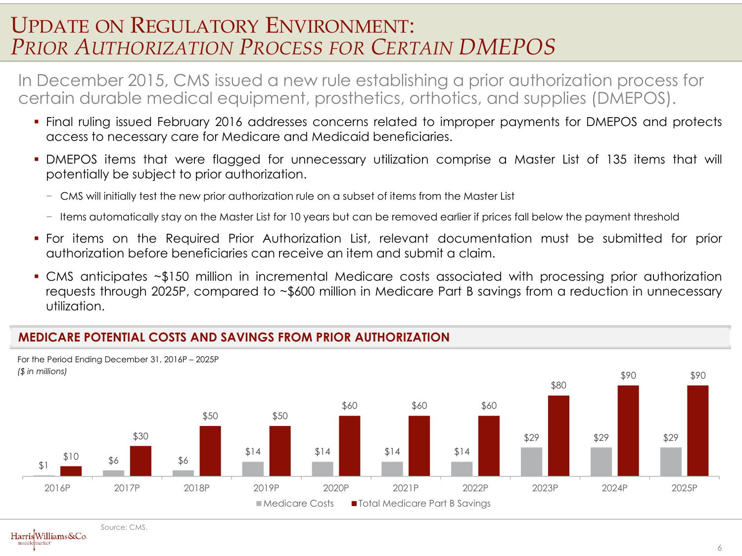# UPDATE ON REGULATORY ENVIRONMENT: *PRIOR AUTHORIZATION PROCESS FOR CERTAIN DMEPOS*

In December 2015, CMS issued a new rule establishing a prior authorization process for certain durable medical equipment, prosthetics, orthotics, and supplies (DMEPOS).

- Final ruling issued February 2016 addresses concerns related to improper payments for DMEPOS and protects access to necessary care for Medicare and Medicaid beneficiaries.
- DMEPOS items that were flagged for unnecessary utilization comprise a Master List of 135 items that will potentially be subject to prior authorization.
  - CMS will initially test the new prior authorization rule on a subset of items from the Master List
  - Items automatically stay on the Master List for 10 years but can be removed earlier if prices fall below the payment threshold
- For items on the Required Prior Authorization List, relevant documentation must be submitted for prior authorization before beneficiaries can receive an item and submit a claim.
- CMS anticipates ~$150 million in incremental Medicare costs associated with processing prior authorization requests through 2025P, compared to ~$600 million in Medicare Part B savings from a reduction in unnecessary utilization.

## MEDICARE POTENTIAL COSTS AND SAVINGS FROM PRIOR AUTHORIZATION

For the Period Ending December 31, 2016P – 2025P

*($ in millions)*

| | 2016P | 2017P | 2018P | 2019P | 2020P | 2021P | 2022P | 2023P | 2024P | 2025P |
|---|---|---|---|---|---|---|---|---|---|---|
| Medicare Costs | $1 | $6 | $6 | $14 | $14 | $14 | $14 | $29 | $29 | $29 |
| Total Medicare Part B Savings | $10 | $30 | $50 | $50 | $60 | $60 | $60 | $80 | $90 | $90 |

Source: CMS.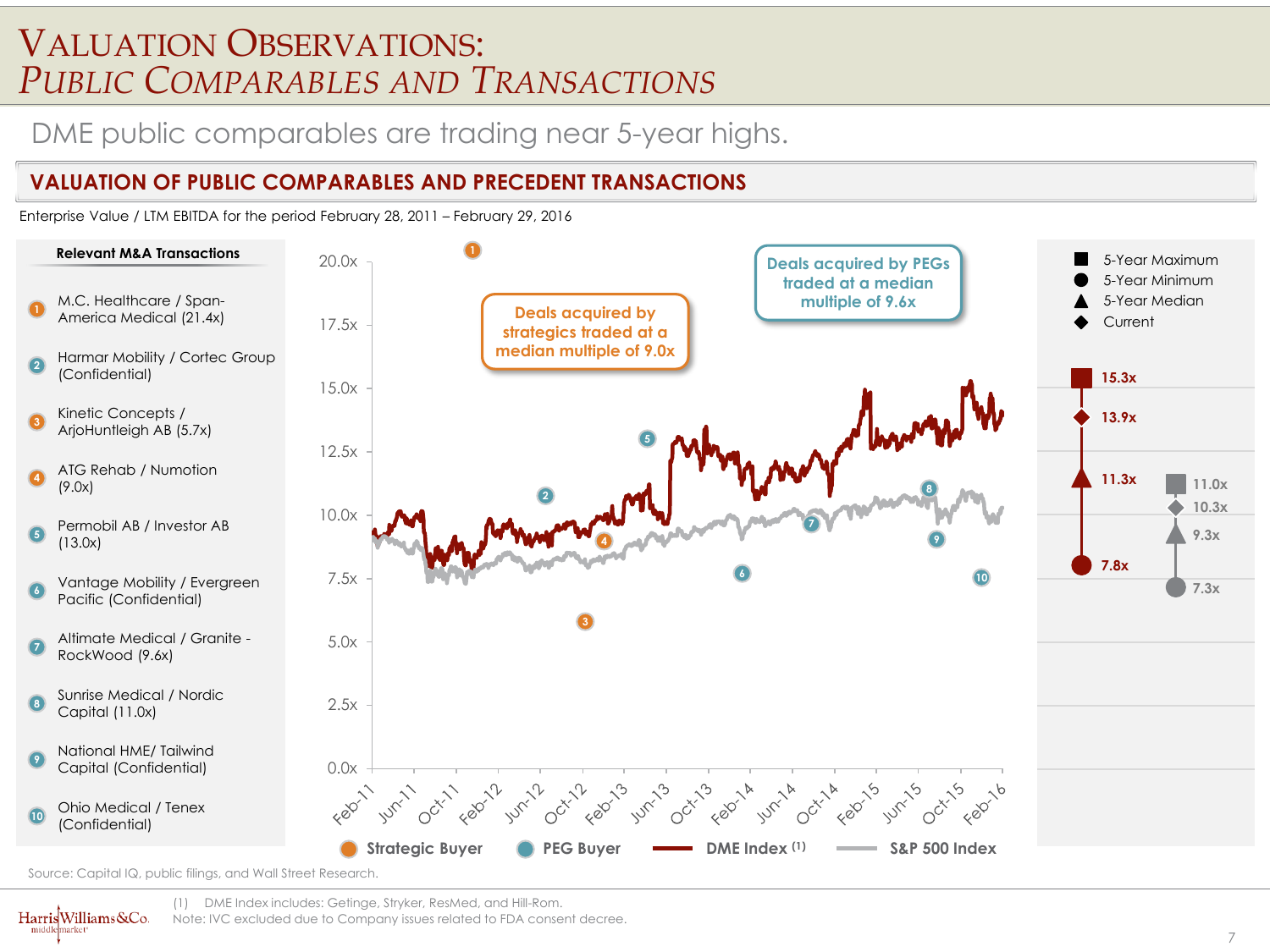# VALUATION OBSERVATIONS: *PUBLIC COMPARABLES AND TRANSACTIONS*

DME public comparables are trading near 5-year highs.

## VALUATION OF PUBLIC COMPARABLES AND PRECEDENT TRANSACTIONS

Enterprise Value / LTM EBITDA for the period February 28, 2011 – February 29, 2016

**Relevant M&A Transactions**

1. M.C. Healthcare / Span-America Medical (21.4x)
2. Harmar Mobility / Cortec Group (Confidential)
3. Kinetic Concepts / ArjoHuntleigh AB (5.7x)
4. ATG Rehab / Numotion (9.0x)
5. Permobil AB / Investor AB (13.0x)
6. Vantage Mobility / Evergreen Pacific (Confidential)
7. Altimate Medical / Granite - RockWood (9.6x)
8. Sunrise Medical / Nordic Capital (11.0x)
9. National HME/ Tailwind Capital (Confidential)
10. Ohio Medical / Tenex (Confidential)

Deals acquired by strategics traded at a median multiple of 9.0x

Deals acquired by PEGs traded at a median multiple of 9.6x

Legend: Strategic Buyer; PEG Buyer; DME Index (1); S&P 500 Index

| | DME Index | S&P 500 Index |
|---|---|---|
| 5-Year Maximum | 15.3x | 11.0x |
| Current | 13.9x | 10.3x |
| 5-Year Median | 11.3x | 9.3x |
| 5-Year Minimum | 7.8x | 7.3x |

Source: Capital IQ, public filings, and Wall Street Research.

(1) DME Index includes: Getinge, Stryker, ResMed, and Hill-Rom.

Note: IVC excluded due to Company issues related to FDA consent decree.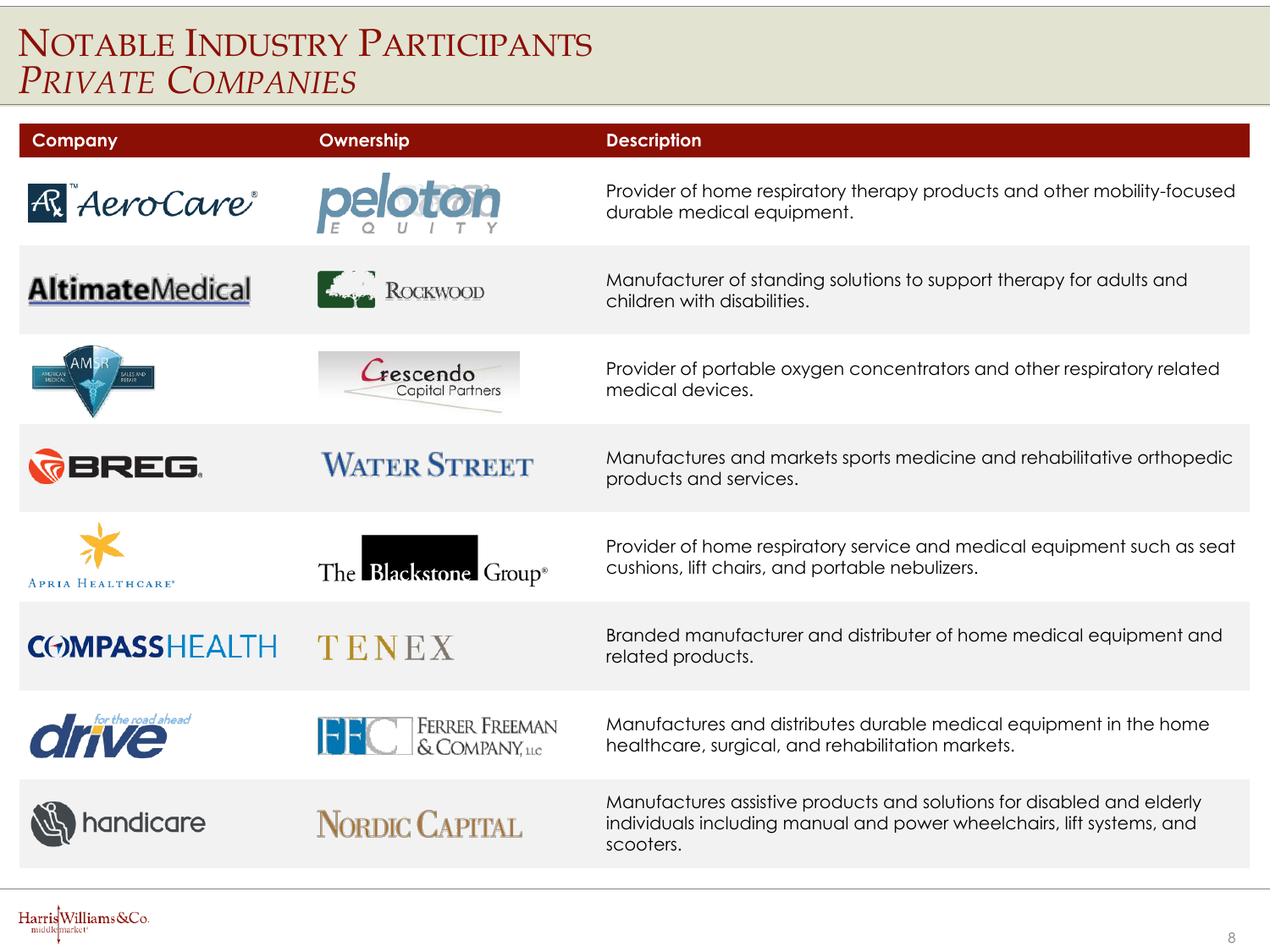# Notable Industry Participants
## *Private Companies*

| Company | Ownership | Description |
| --- | --- | --- |
| AeroCare | Peloton Equity | Provider of home respiratory therapy products and other mobility-focused durable medical equipment. |
| AltimateMedical | Rockwood | Manufacturer of standing solutions to support therapy for adults and children with disabilities. |
| AMSR (American Medical Sales and Repair) | Crescendo Capital Partners | Provider of portable oxygen concentrators and other respiratory related medical devices. |
| Breg | Water Street | Manufactures and markets sports medicine and rehabilitative orthopedic products and services. |
| Apria Healthcare | The Blackstone Group | Provider of home respiratory service and medical equipment such as seat cushions, lift chairs, and portable nebulizers. |
| Compass Health | Tenex | Branded manufacturer and distributer of home medical equipment and related products. |
| drive (for the road ahead) | Ferrer Freeman & Company, LLC | Manufactures and distributes durable medical equipment in the home healthcare, surgical, and rehabilitation markets. |
| handicare | Nordic Capital | Manufactures assistive products and solutions for disabled and elderly individuals including manual and power wheelchairs, lift systems, and scooters. |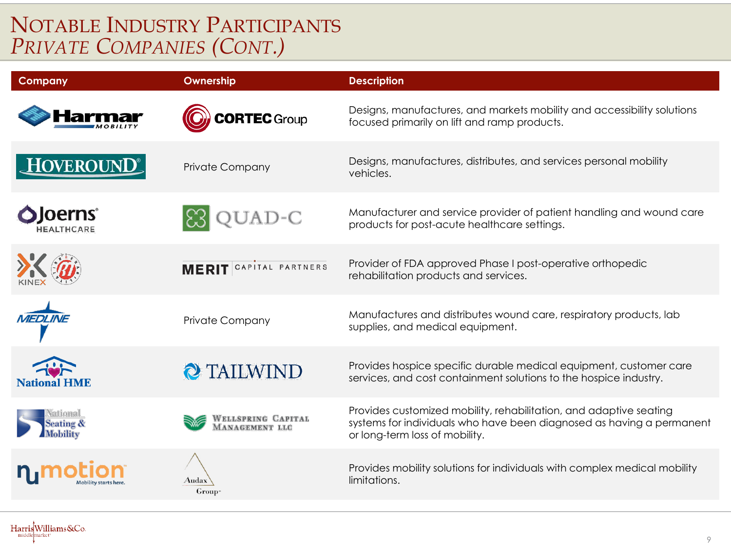# Notable Industry Participants
## *Private Companies (Cont.)*

| Company | Ownership | Description |
|---|---|---|
| Harmar Mobility | Cortec Group | Designs, manufactures, and markets mobility and accessibility solutions focused primarily on lift and ramp products. |
| Hoveround | Private Company | Designs, manufactures, distributes, and services personal mobility vehicles. |
| Joerns Healthcare | Quad-C | Manufacturer and service provider of patient handling and wound care products for post-acute healthcare settings. |
| Kinex | Merit Capital Partners | Provider of FDA approved Phase I post-operative orthopedic rehabilitation products and services. |
| Medline | Private Company | Manufactures and distributes wound care, respiratory products, lab supplies, and medical equipment. |
| National HME | Tailwind | Provides hospice specific durable medical equipment, customer care services, and cost containment solutions to the hospice industry. |
| National Seating & Mobility | Wellspring Capital Management LLC | Provides customized mobility, rehabilitation, and adaptive seating systems for individuals who have been diagnosed as having a permanent or long-term loss of mobility. |
| numotion | Audax Group | Provides mobility solutions for individuals with complex medical mobility limitations. |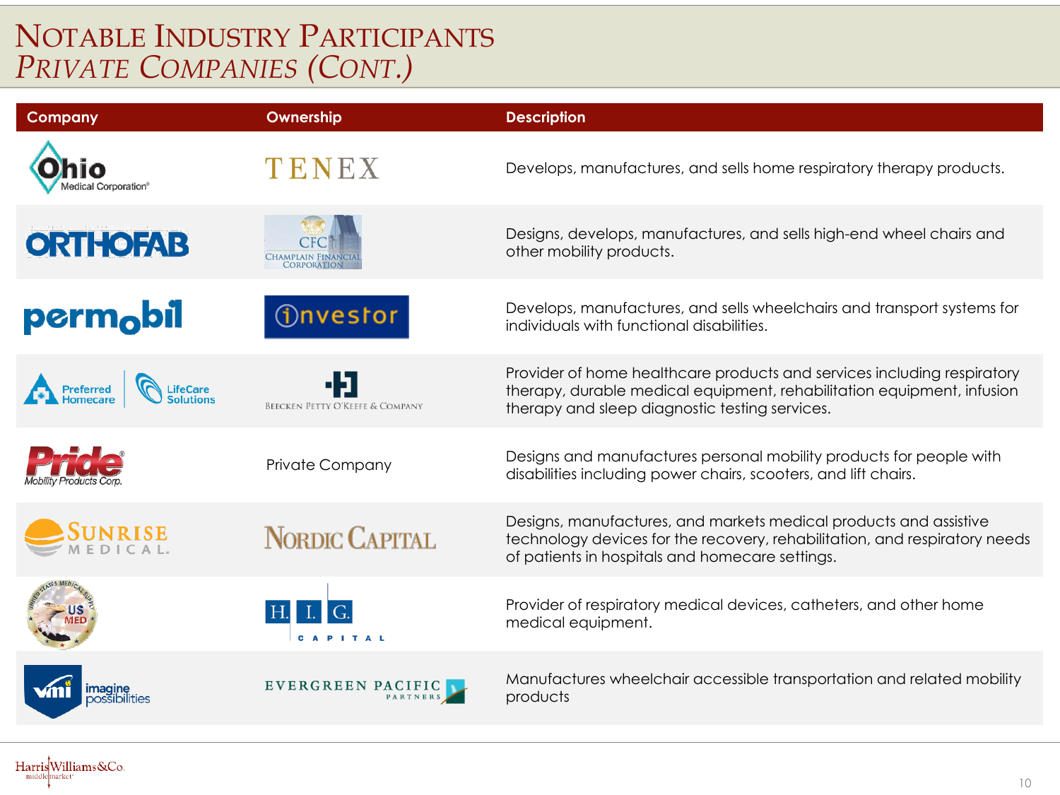# Notable Industry Participants
## *Private Companies (Cont.)*

| Company | Ownership | Description |
|---|---|---|
| Ohio Medical Corporation | TENEX | Develops, manufactures, and sells home respiratory therapy products. |
| ORTHOFAB | CFC Champlain Financial Corporation | Designs, develops, manufactures, and sells high-end wheel chairs and other mobility products. |
| permobil | investor | Develops, manufactures, and sells wheelchairs and transport systems for individuals with functional disabilities. |
| Preferred Homecare / LifeCare Solutions | Beecken Petty O'Keefe & Company | Provider of home healthcare products and services including respiratory therapy, durable medical equipment, rehabilitation equipment, infusion therapy and sleep diagnostic testing services. |
| Pride Mobility Products Corp. | Private Company | Designs and manufactures personal mobility products for people with disabilities including power chairs, scooters, and lift chairs. |
| Sunrise Medical | Nordic Capital | Designs, manufactures, and markets medical products and assistive technology devices for the recovery, rehabilitation, and respiratory needs of patients in hospitals and homecare settings. |
| US Med | H.I.G. Capital | Provider of respiratory medical devices, catheters, and other home medical equipment. |
| vmi imagine possibilities | Evergreen Pacific Partners | Manufactures wheelchair accessible transportation and related mobility products |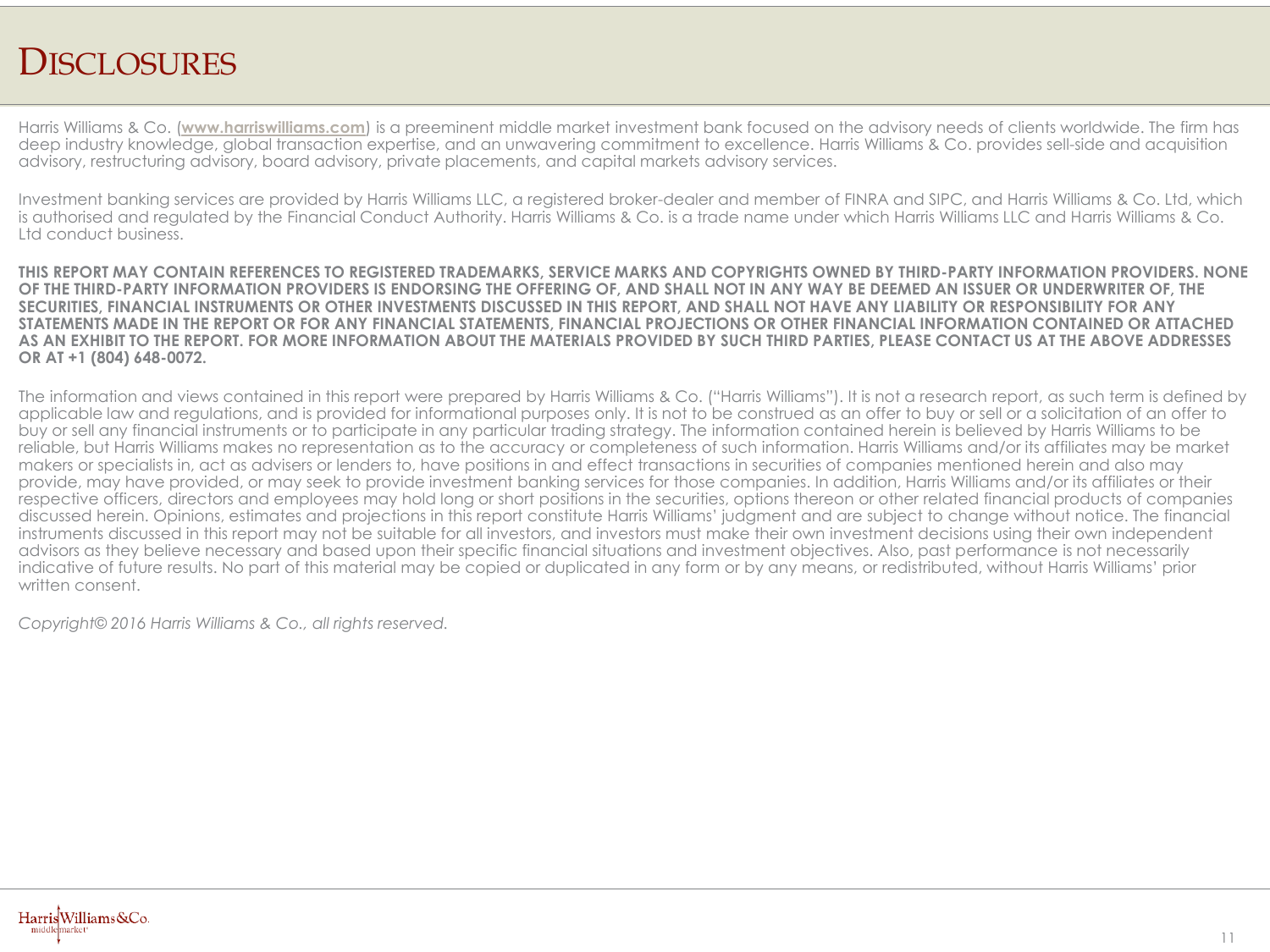# Disclosures

Harris Williams & Co. (**www.harriswilliams.com**) is a preeminent middle market investment bank focused on the advisory needs of clients worldwide. The firm has deep industry knowledge, global transaction expertise, and an unwavering commitment to excellence. Harris Williams & Co. provides sell-side and acquisition advisory, restructuring advisory, board advisory, private placements, and capital markets advisory services.

Investment banking services are provided by Harris Williams LLC, a registered broker-dealer and member of FINRA and SIPC, and Harris Williams & Co. Ltd, which is authorised and regulated by the Financial Conduct Authority. Harris Williams & Co. is a trade name under which Harris Williams LLC and Harris Williams & Co. Ltd conduct business.

**THIS REPORT MAY CONTAIN REFERENCES TO REGISTERED TRADEMARKS, SERVICE MARKS AND COPYRIGHTS OWNED BY THIRD-PARTY INFORMATION PROVIDERS. NONE OF THE THIRD-PARTY INFORMATION PROVIDERS IS ENDORSING THE OFFERING OF, AND SHALL NOT IN ANY WAY BE DEEMED AN ISSUER OR UNDERWRITER OF, THE SECURITIES, FINANCIAL INSTRUMENTS OR OTHER INVESTMENTS DISCUSSED IN THIS REPORT, AND SHALL NOT HAVE ANY LIABILITY OR RESPONSIBILITY FOR ANY STATEMENTS MADE IN THE REPORT OR FOR ANY FINANCIAL STATEMENTS, FINANCIAL PROJECTIONS OR OTHER FINANCIAL INFORMATION CONTAINED OR ATTACHED AS AN EXHIBIT TO THE REPORT. FOR MORE INFORMATION ABOUT THE MATERIALS PROVIDED BY SUCH THIRD PARTIES, PLEASE CONTACT US AT THE ABOVE ADDRESSES OR AT +1 (804) 648-0072.**

The information and views contained in this report were prepared by Harris Williams & Co. ("Harris Williams"). It is not a research report, as such term is defined by applicable law and regulations, and is provided for informational purposes only. It is not to be construed as an offer to buy or sell or a solicitation of an offer to buy or sell any financial instruments or to participate in any particular trading strategy. The information contained herein is believed by Harris Williams to be reliable, but Harris Williams makes no representation as to the accuracy or completeness of such information. Harris Williams and/or its affiliates may be market makers or specialists in, act as advisers or lenders to, have positions in and effect transactions in securities of companies mentioned herein and also may provide, may have provided, or may seek to provide investment banking services for those companies. In addition, Harris Williams and/or its affiliates or their respective officers, directors and employees may hold long or short positions in the securities, options thereon or other related financial products of companies discussed herein. Opinions, estimates and projections in this report constitute Harris Williams' judgment and are subject to change without notice. The financial instruments discussed in this report may not be suitable for all investors, and investors must make their own investment decisions using their own independent advisors as they believe necessary and based upon their specific financial situations and investment objectives. Also, past performance is not necessarily indicative of future results. No part of this material may be copied or duplicated in any form or by any means, or redistributed, without Harris Williams' prior written consent.

*Copyright© 2016 Harris Williams & Co., all rights reserved.*